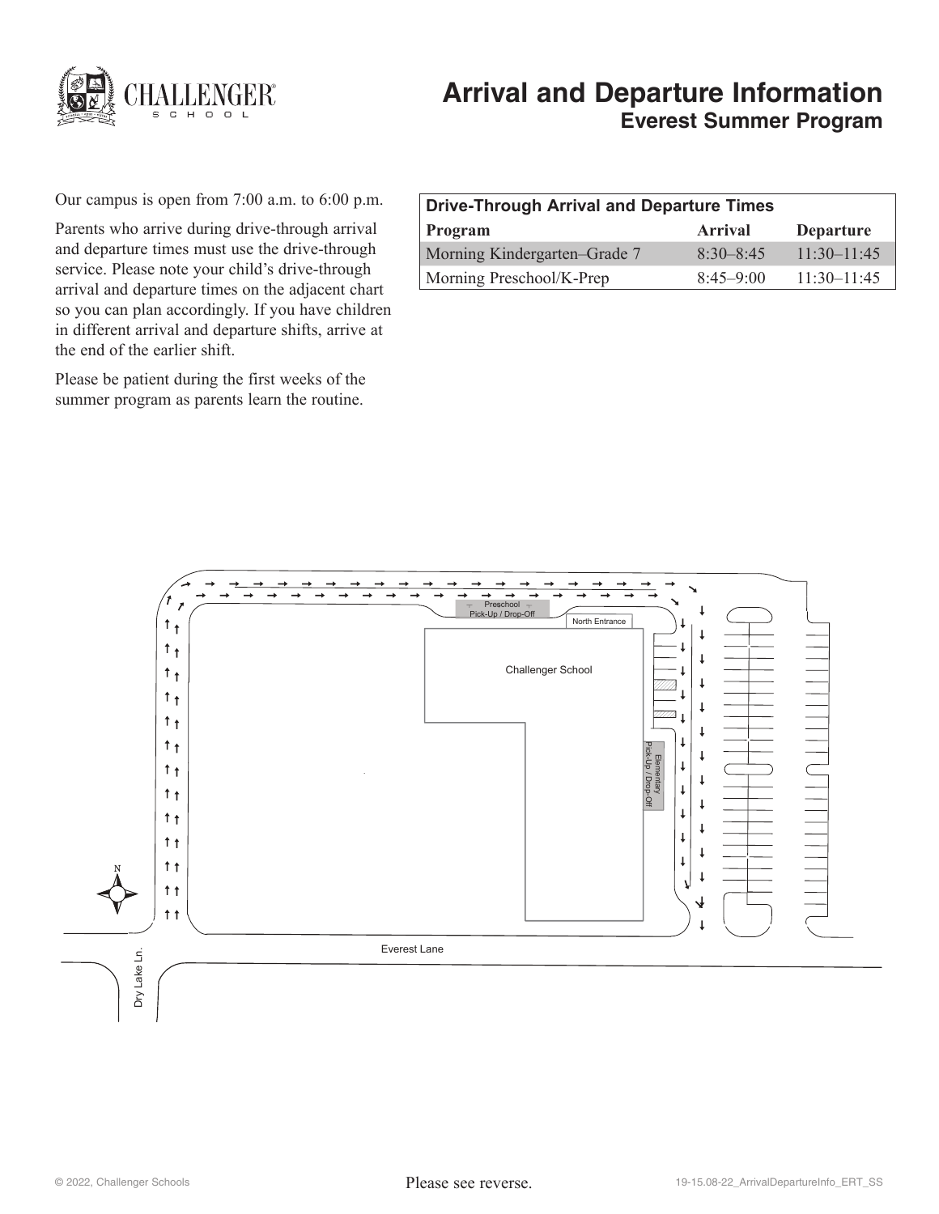# Arrival and Departure Information

## Everest Summer Program

Our campus is open from 7:00 a.m. to 6:00 p.m.

Parents who arrive during drive-through arrival and departure times must use the drive-through service. Please note your child's drive-through arrival and departure times on the adjacent chart so you can plan accordingly. If you have children in different arrival and departure shifts, arrive at the end of the earlier shift.

Please be patient during the first weeks of the summer program as parents learn the routine.

| Drive-Through Arrival and Departure Times | | |
|---|---|---|
| **Program** | **Arrival** | **Departure** |
| Morning Kindergarten–Grade 7 | 8:30–8:45 | 11:30–11:45 |
| Morning Preschool/K-Prep | 8:45–9:00 | 11:30–11:45 |

Preschool Pick-Up / Drop-Off

North Entrance

Challenger School

Elementary Pick-Up / Drop-Off

N

Everest Lane

Dry Lake Ln.

Please see reverse.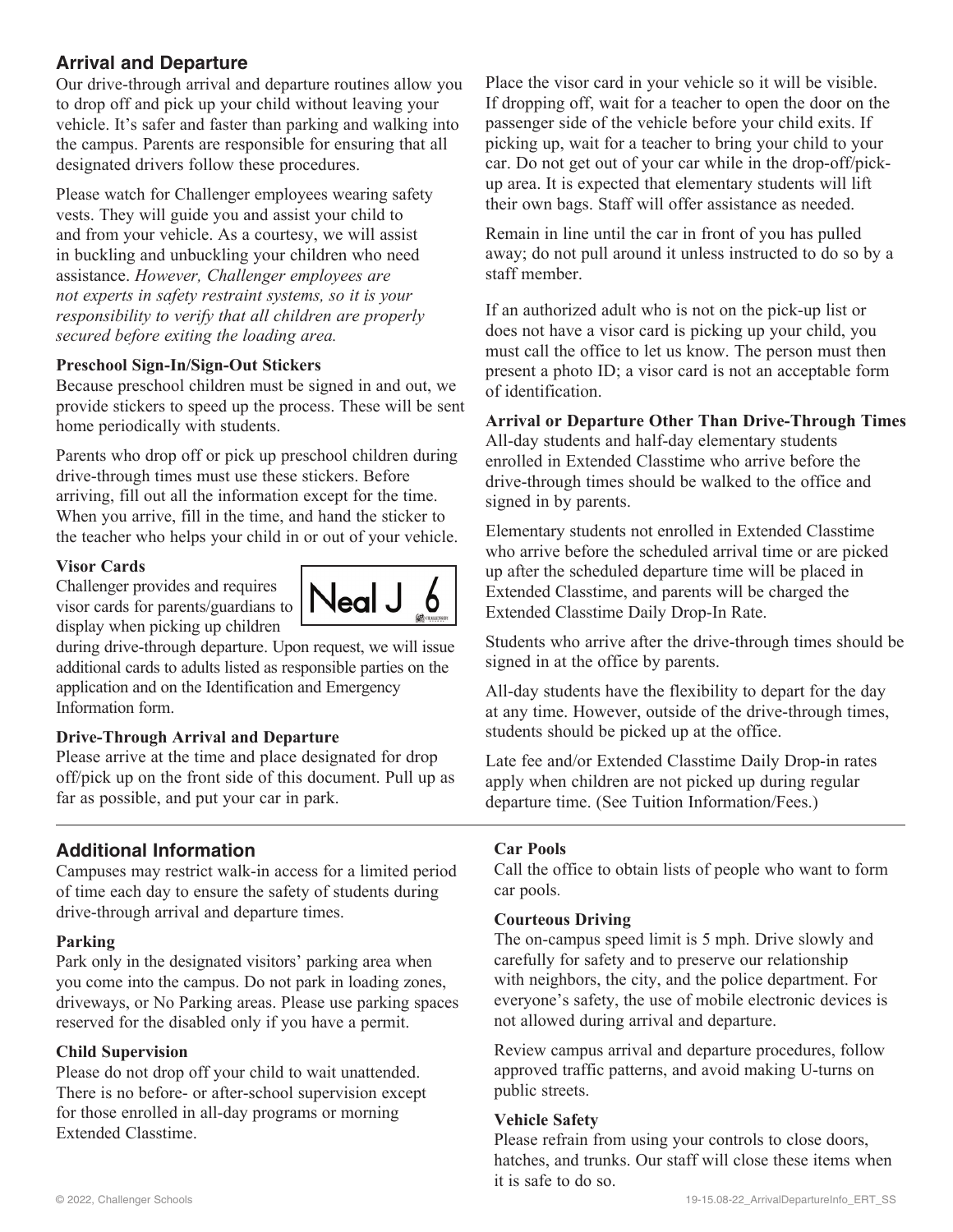## Arrival and Departure

Our drive-through arrival and departure routines allow you to drop off and pick up your child without leaving your vehicle. It's safer and faster than parking and walking into the campus. Parents are responsible for ensuring that all designated drivers follow these procedures.

Please watch for Challenger employees wearing safety vests. They will guide you and assist your child to and from your vehicle. As a courtesy, we will assist in buckling and unbuckling your children who need assistance. *However, Challenger employees are not experts in safety restraint systems, so it is your responsibility to verify that all children are properly secured before exiting the loading area.*

### Preschool Sign-In/Sign-Out Stickers

Because preschool children must be signed in and out, we provide stickers to speed up the process. These will be sent home periodically with students.

Parents who drop off or pick up preschool children during drive-through times must use these stickers. Before arriving, fill out all the information except for the time. When you arrive, fill in the time, and hand the sticker to the teacher who helps your child in or out of your vehicle.

### Visor Cards

Challenger provides and requires visor cards for parents/guardians to display when picking up children during drive-through departure. Upon request, we will issue additional cards to adults listed as responsible parties on the application and on the Identification and Emergency Information form.

Neal J 6

### Drive-Through Arrival and Departure

Please arrive at the time and place designated for drop off/pick up on the front side of this document. Pull up as far as possible, and put your car in park.

Place the visor card in your vehicle so it will be visible. If dropping off, wait for a teacher to open the door on the passenger side of the vehicle before your child exits. If picking up, wait for a teacher to bring your child to your car. Do not get out of your car while in the drop-off/pick-up area. It is expected that elementary students will lift their own bags. Staff will offer assistance as needed.

Remain in line until the car in front of you has pulled away; do not pull around it unless instructed to do so by a staff member.

If an authorized adult who is not on the pick-up list or does not have a visor card is picking up your child, you must call the office to let us know. The person must then present a photo ID; a visor card is not an acceptable form of identification.

### Arrival or Departure Other Than Drive-Through Times

All-day students and half-day elementary students enrolled in Extended Classtime who arrive before the drive-through times should be walked to the office and signed in by parents.

Elementary students not enrolled in Extended Classtime who arrive before the scheduled arrival time or are picked up after the scheduled departure time will be placed in Extended Classtime, and parents will be charged the Extended Classtime Daily Drop-In Rate.

Students who arrive after the drive-through times should be signed in at the office by parents.

All-day students have the flexibility to depart for the day at any time. However, outside of the drive-through times, students should be picked up at the office.

Late fee and/or Extended Classtime Daily Drop-in rates apply when children are not picked up during regular departure time. (See Tuition Information/Fees.)

## Additional Information

Campuses may restrict walk-in access for a limited period of time each day to ensure the safety of students during drive-through arrival and departure times.

### Parking

Park only in the designated visitors' parking area when you come into the campus. Do not park in loading zones, driveways, or No Parking areas. Please use parking spaces reserved for the disabled only if you have a permit.

### Child Supervision

Please do not drop off your child to wait unattended. There is no before- or after-school supervision except for those enrolled in all-day programs or morning Extended Classtime.

### Car Pools

Call the office to obtain lists of people who want to form car pools.

### Courteous Driving

The on-campus speed limit is 5 mph. Drive slowly and carefully for safety and to preserve our relationship with neighbors, the city, and the police department. For everyone's safety, the use of mobile electronic devices is not allowed during arrival and departure.

Review campus arrival and departure procedures, follow approved traffic patterns, and avoid making U-turns on public streets.

### Vehicle Safety

Please refrain from using your controls to close doors, hatches, and trunks. Our staff will close these items when it is safe to do so.

© 2022, Challenger Schools 19-15.08-22_ArrivalDepartureInfo_ERT_SS